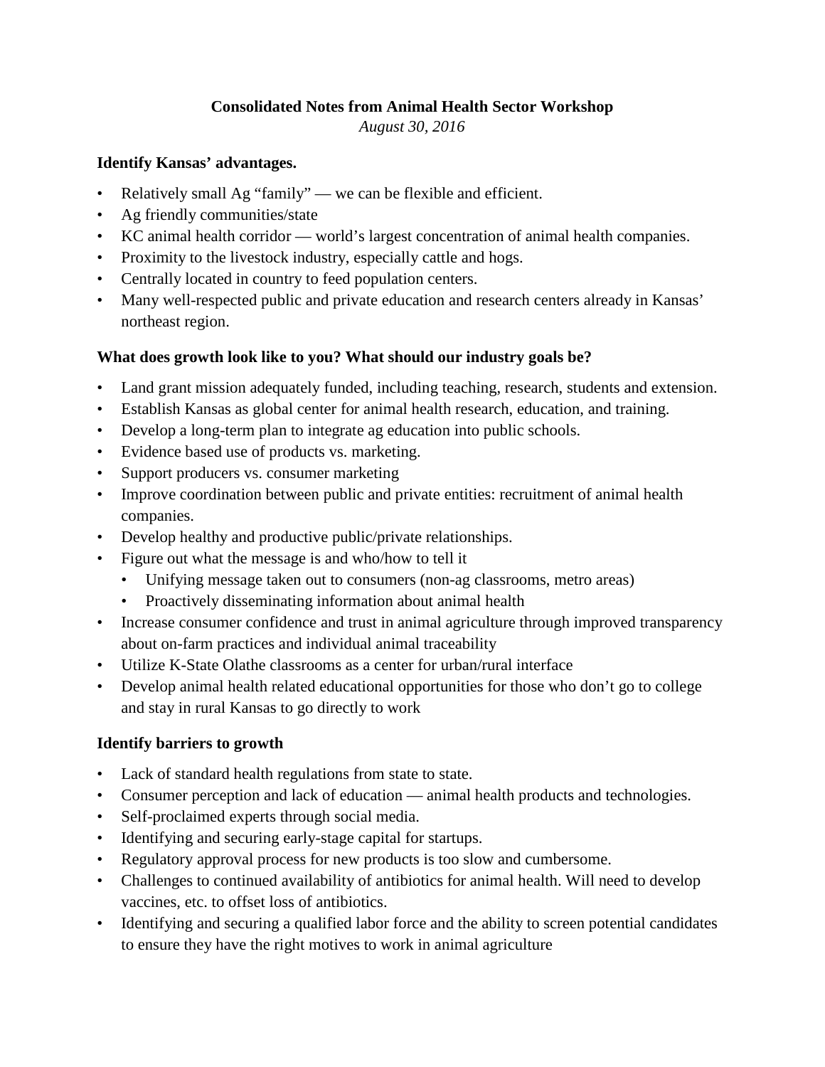**Consolidated Notes from Animal Health Sector Workshop**

*August 30, 2016*

**Identify Kansas' advantages.**

- Relatively small Ag "family" — we can be flexible and efficient.
- Ag friendly communities/state
- KC animal health corridor — world's largest concentration of animal health companies.
- Proximity to the livestock industry, especially cattle and hogs.
- Centrally located in country to feed population centers.
- Many well-respected public and private education and research centers already in Kansas' northeast region.

**What does growth look like to you? What should our industry goals be?**

- Land grant mission adequately funded, including teaching, research, students and extension.
- Establish Kansas as global center for animal health research, education, and training.
- Develop a long-term plan to integrate ag education into public schools.
- Evidence based use of products vs. marketing.
- Support producers vs. consumer marketing
- Improve coordination between public and private entities: recruitment of animal health companies.
- Develop healthy and productive public/private relationships.
- Figure out what the message is and who/how to tell it
  - Unifying message taken out to consumers (non-ag classrooms, metro areas)
  - Proactively disseminating information about animal health
- Increase consumer confidence and trust in animal agriculture through improved transparency about on-farm practices and individual animal traceability
- Utilize K-State Olathe classrooms as a center for urban/rural interface
- Develop animal health related educational opportunities for those who don't go to college and stay in rural Kansas to go directly to work

**Identify barriers to growth**

- Lack of standard health regulations from state to state.
- Consumer perception and lack of education — animal health products and technologies.
- Self-proclaimed experts through social media.
- Identifying and securing early-stage capital for startups.
- Regulatory approval process for new products is too slow and cumbersome.
- Challenges to continued availability of antibiotics for animal health. Will need to develop vaccines, etc. to offset loss of antibiotics.
- Identifying and securing a qualified labor force and the ability to screen potential candidates to ensure they have the right motives to work in animal agriculture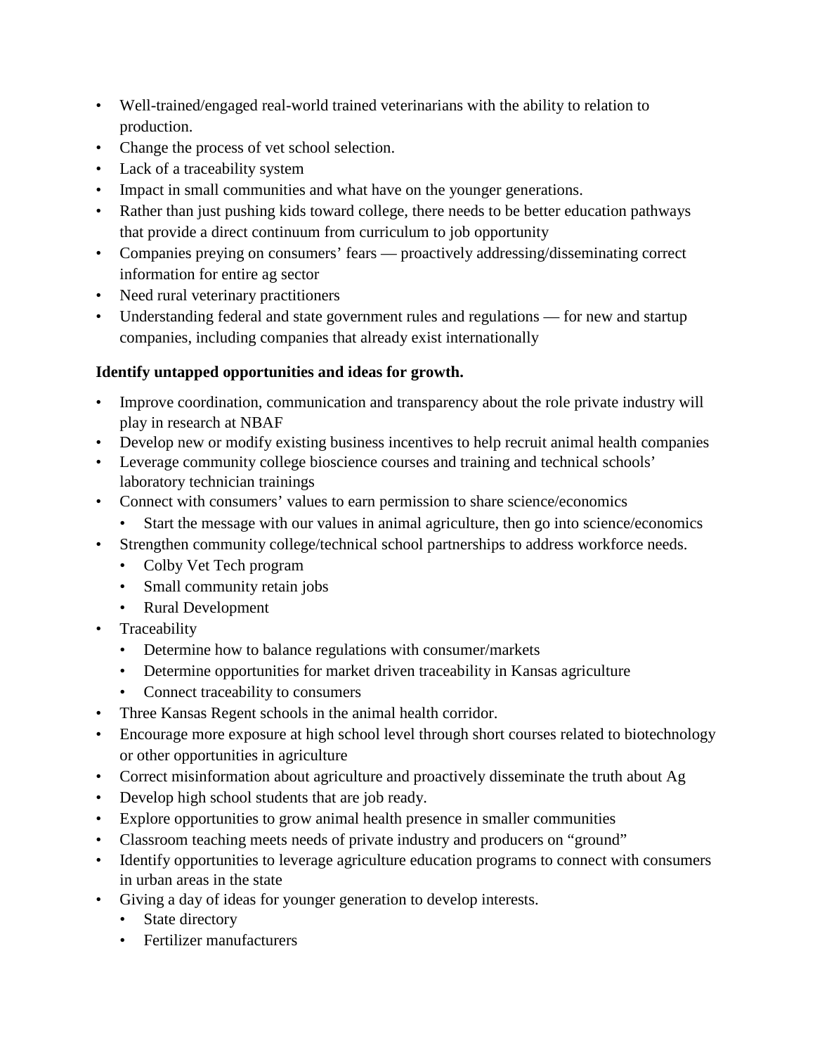- Well-trained/engaged real-world trained veterinarians with the ability to relation to production.
- Change the process of vet school selection.
- Lack of a traceability system
- Impact in small communities and what have on the younger generations.
- Rather than just pushing kids toward college, there needs to be better education pathways that provide a direct continuum from curriculum to job opportunity
- Companies preying on consumers' fears — proactively addressing/disseminating correct information for entire ag sector
- Need rural veterinary practitioners
- Understanding federal and state government rules and regulations — for new and startup companies, including companies that already exist internationally

**Identify untapped opportunities and ideas for growth.**

- Improve coordination, communication and transparency about the role private industry will play in research at NBAF
- Develop new or modify existing business incentives to help recruit animal health companies
- Leverage community college bioscience courses and training and technical schools' laboratory technician trainings
- Connect with consumers' values to earn permission to share science/economics
  - Start the message with our values in animal agriculture, then go into science/economics
- Strengthen community college/technical school partnerships to address workforce needs.
  - Colby Vet Tech program
  - Small community retain jobs
  - Rural Development
- Traceability
  - Determine how to balance regulations with consumer/markets
  - Determine opportunities for market driven traceability in Kansas agriculture
  - Connect traceability to consumers
- Three Kansas Regent schools in the animal health corridor.
- Encourage more exposure at high school level through short courses related to biotechnology or other opportunities in agriculture
- Correct misinformation about agriculture and proactively disseminate the truth about Ag
- Develop high school students that are job ready.
- Explore opportunities to grow animal health presence in smaller communities
- Classroom teaching meets needs of private industry and producers on "ground"
- Identify opportunities to leverage agriculture education programs to connect with consumers in urban areas in the state
- Giving a day of ideas for younger generation to develop interests.
  - State directory
  - Fertilizer manufacturers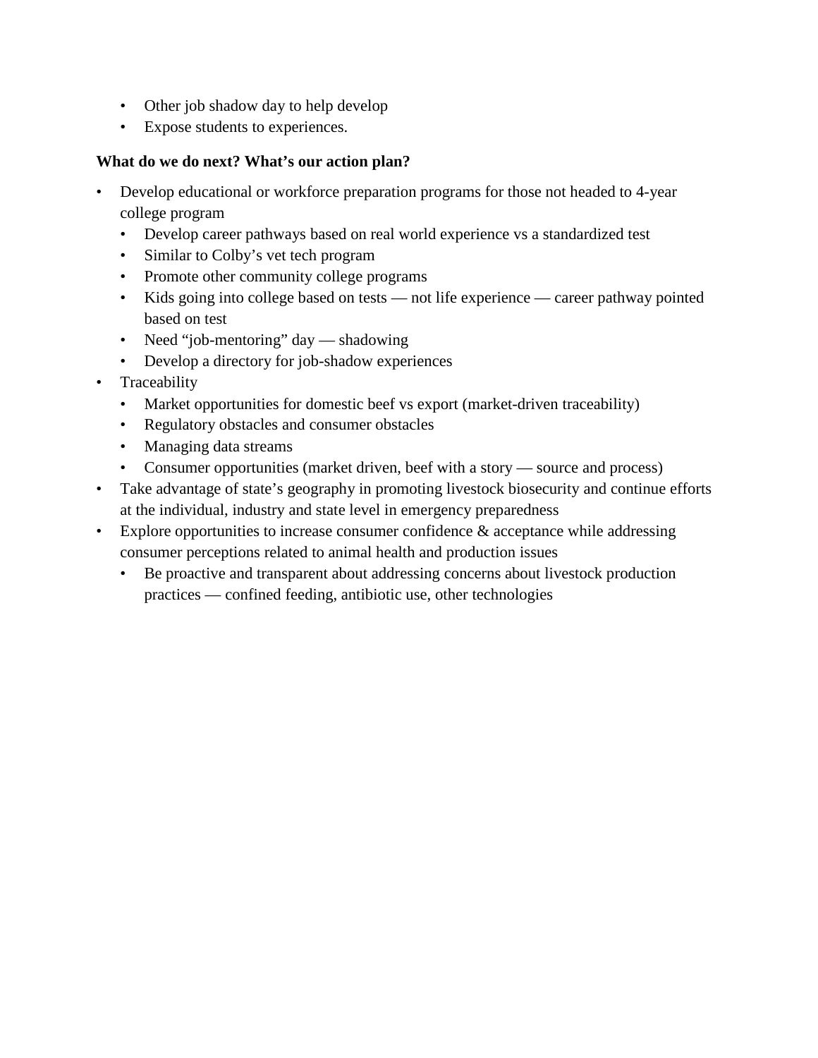- Other job shadow day to help develop
- Expose students to experiences.

**What do we do next? What's our action plan?**

- Develop educational or workforce preparation programs for those not headed to 4-year college program
  - Develop career pathways based on real world experience vs a standardized test
  - Similar to Colby's vet tech program
  - Promote other community college programs
  - Kids going into college based on tests — not life experience — career pathway pointed based on test
  - Need "job-mentoring" day — shadowing
  - Develop a directory for job-shadow experiences
- Traceability
  - Market opportunities for domestic beef vs export (market-driven traceability)
  - Regulatory obstacles and consumer obstacles
  - Managing data streams
  - Consumer opportunities (market driven, beef with a story — source and process)
- Take advantage of state's geography in promoting livestock biosecurity and continue efforts at the individual, industry and state level in emergency preparedness
- Explore opportunities to increase consumer confidence & acceptance while addressing consumer perceptions related to animal health and production issues
  - Be proactive and transparent about addressing concerns about livestock production practices — confined feeding, antibiotic use, other technologies